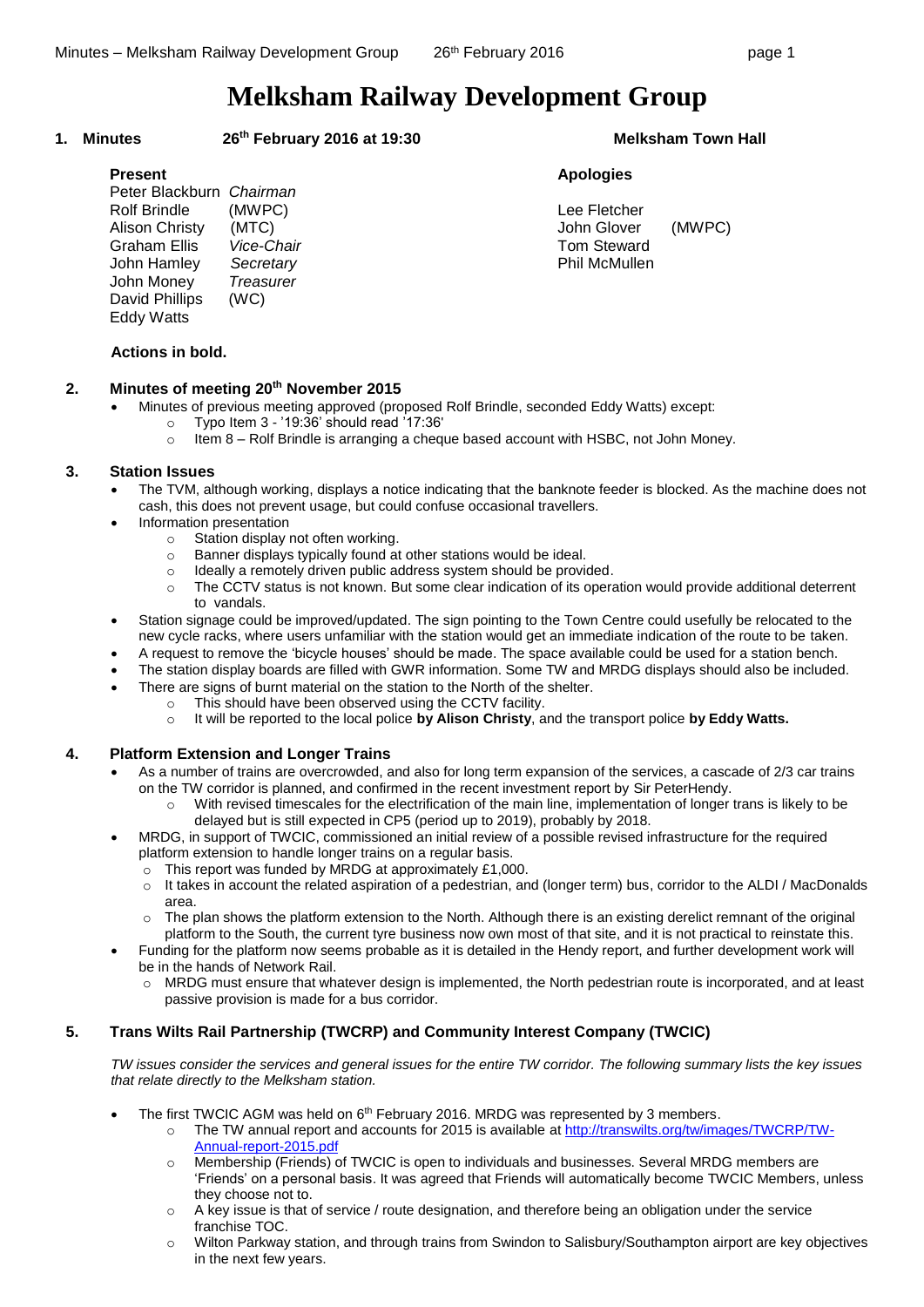# Melksham Railway Development Group

## 1. Minutes 26th February 2016 at 19:30 Melksham Town Hall

| Present | | Apologies | |
|---|---|---|---|
| Peter Blackburn | *Chairman* | | |
| Rolf Brindle | (MWPC) | Lee Fletcher | |
| Alison Christy | (MTC) | John Glover | (MWPC) |
| Graham Ellis | *Vice-Chair* | Tom Steward | |
| John Hamley | *Secretary* | Phil McMullen | |
| John Money | *Treasurer* | | |
| David Phillips | (WC) | | |
| Eddy Watts | | | |

**Actions in bold.**

## 2. Minutes of meeting 20th November 2015

- Minutes of previous meeting approved (proposed Rolf Brindle, seconded Eddy Watts) except:
  - Typo Item 3 - '19:36' should read '17:36'
  - Item 8 – Rolf Brindle is arranging a cheque based account with HSBC, not John Money.

## 3. Station Issues

- The TVM, although working, displays a notice indicating that the banknote feeder is blocked. As the machine does not cash, this does not prevent usage, but could confuse occasional travellers.
- Information presentation
  - Station display not often working.
  - Banner displays typically found at other stations would be ideal.
  - Ideally a remotely driven public address system should be provided.
  - The CCTV status is not known. But some clear indication of its operation would provide additional deterrent to vandals.
- Station signage could be improved/updated. The sign pointing to the Town Centre could usefully be relocated to the new cycle racks, where users unfamiliar with the station would get an immediate indication of the route to be taken.
- A request to remove the 'bicycle houses' should be made. The space available could be used for a station bench.
- The station display boards are filled with GWR information. Some TW and MRDG displays should also be included.
- There are signs of burnt material on the station to the North of the shelter.
  - This should have been observed using the CCTV facility.
  - It will be reported to the local police **by Alison Christy**, and the transport police **by Eddy Watts.**

## 4. Platform Extension and Longer Trains

- As a number of trains are overcrowded, and also for long term expansion of the services, a cascade of 2/3 car trains on the TW corridor is planned, and confirmed in the recent investment report by Sir PeterHendy.
  - With revised timescales for the electrification of the main line, implementation of longer trans is likely to be delayed but is still expected in CP5 (period up to 2019), probably by 2018.
- MRDG, in support of TWCIC, commissioned an initial review of a possible revised infrastructure for the required platform extension to handle longer trains on a regular basis.
  - This report was funded by MRDG at approximately £1,000.
  - It takes in account the related aspiration of a pedestrian, and (longer term) bus, corridor to the ALDI / MacDonalds area.
  - The plan shows the platform extension to the North. Although there is an existing derelict remnant of the original platform to the South, the current tyre business now own most of that site, and it is not practical to reinstate this.
- Funding for the platform now seems probable as it is detailed in the Hendy report, and further development work will be in the hands of Network Rail.
  - MRDG must ensure that whatever design is implemented, the North pedestrian route is incorporated, and at least passive provision is made for a bus corridor.

## 5. Trans Wilts Rail Partnership (TWCRP) and Community Interest Company (TWCIC)

*TW issues consider the services and general issues for the entire TW corridor. The following summary lists the key issues that relate directly to the Melksham station.*

- The first TWCIC AGM was held on 6th February 2016. MRDG was represented by 3 members.
  - The TW annual report and accounts for 2015 is available at [http://transwilts.org/tw/images/TWCRP/TW-Annual-report-2015.pdf](http://transwilts.org/tw/images/TWCRP/TW-Annual-report-2015.pdf)
  - Membership (Friends) of TWCIC is open to individuals and businesses. Several MRDG members are 'Friends' on a personal basis. It was agreed that Friends will automatically become TWCIC Members, unless they choose not to.
  - A key issue is that of service / route designation, and therefore being an obligation under the service franchise TOC.
  - Wilton Parkway station, and through trains from Swindon to Salisbury/Southampton airport are key objectives in the next few years.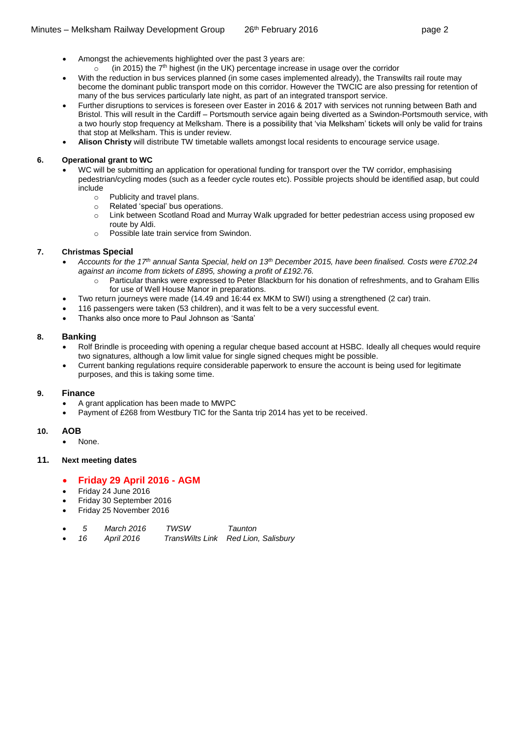- Amongst the achievements highlighted over the past 3 years are:
  - (in 2015) the 7th highest (in the UK) percentage increase in usage over the corridor
- With the reduction in bus services planned (in some cases implemented already), the Transwilts rail route may become the dominant public transport mode on this corridor. However the TWCIC are also pressing for retention of many of the bus services particularly late night, as part of an integrated transport service.
- Further disruptions to services is foreseen over Easter in 2016 & 2017 with services not running between Bath and Bristol. This will result in the Cardiff – Portsmouth service again being diverted as a Swindon-Portsmouth service, with a two hourly stop frequency at Melksham. There is a possibility that 'via Melksham' tickets will only be valid for trains that stop at Melksham. This is under review.
- **Alison Christy** will distribute TW timetable wallets amongst local residents to encourage service usage.

### 6. Operational grant to WC

- WC will be submitting an application for operational funding for transport over the TW corridor, emphasising pedestrian/cycling modes (such as a feeder cycle routes etc). Possible projects should be identified asap, but could include
  - Publicity and travel plans.
  - Related 'special' bus operations.
  - Link between Scotland Road and Murray Walk upgraded for better pedestrian access using proposed ew route by Aldi.
  - Possible late train service from Swindon.

### 7. Christmas Special

- *Accounts for the 17th annual Santa Special, held on 13th December 2015, have been finalised. Costs were £702.24 against an income from tickets of £895, showing a profit of £192.76.*
  - Particular thanks were expressed to Peter Blackburn for his donation of refreshments, and to Graham Ellis for use of Well House Manor in preparations.
- Two return journeys were made (14.49 and 16:44 ex MKM to SWI) using a strengthened (2 car) train.
- 116 passengers were taken (53 children), and it was felt to be a very successful event.
- Thanks also once more to Paul Johnson as 'Santa'

### 8. Banking

- Rolf Brindle is proceeding with opening a regular cheque based account at HSBC. Ideally all cheques would require two signatures, although a low limit value for single signed cheques might be possible.
- Current banking regulations require considerable paperwork to ensure the account is being used for legitimate purposes, and this is taking some time.

### 9. Finance

- A grant application has been made to MWPC
- Payment of £268 from Westbury TIC for the Santa trip 2014 has yet to be received.

### 10. AOB

- None.

### 11. Next meeting dates

- **Friday 29 April 2016 - AGM**
- Friday 24 June 2016
- Friday 30 September 2016
- Friday 25 November 2016

- *5 March 2016 TWSW Taunton*
- *16 April 2016 TransWilts Link Red Lion, Salisbury*